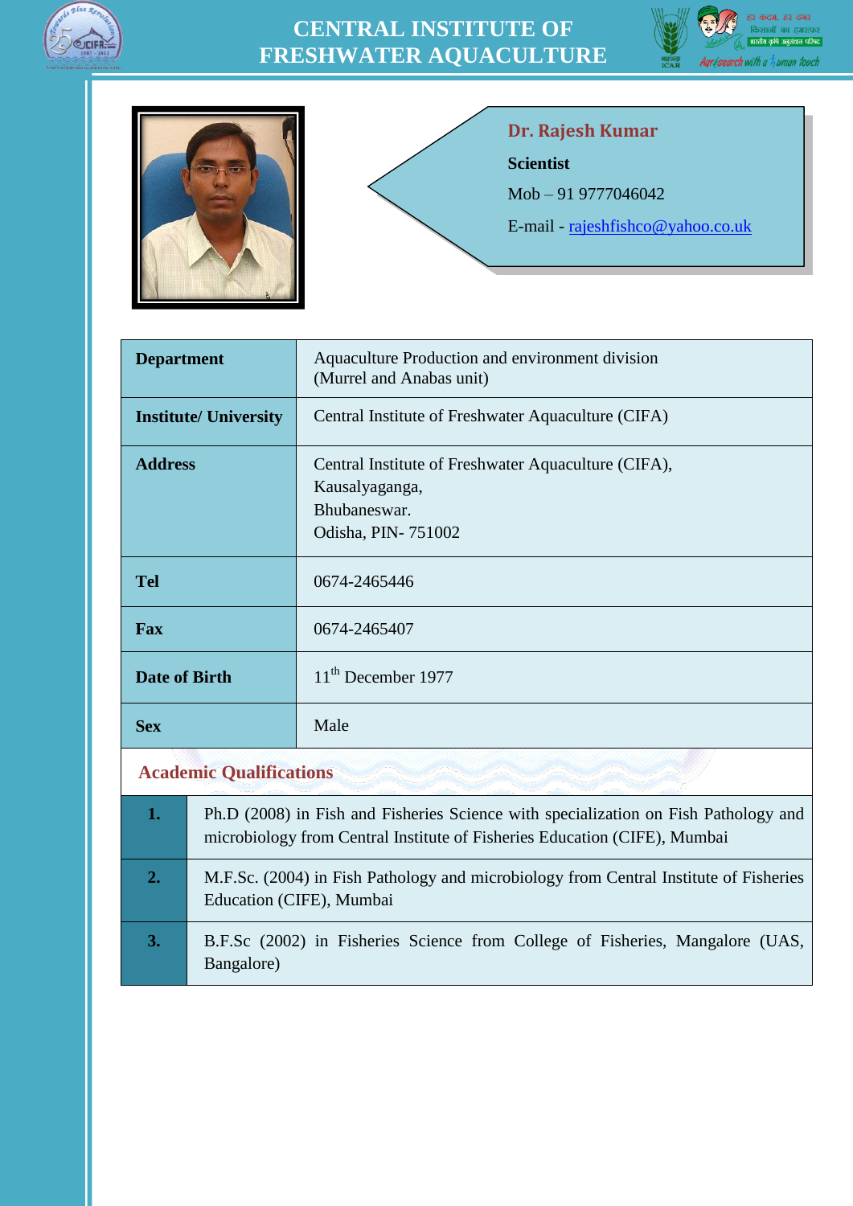# CENTRAL INSTITUTE OF FRESHWATER AQUACULTURE

**Dr. Rajesh Kumar**

**Scientist**

Mob – 91 9777046042

E-mail - rajeshfishco@yahoo.co.uk

| | |
|---|---|
| **Department** | Aquaculture Production and environment division (Murrel and Anabas unit) |
| **Institute/ University** | Central Institute of Freshwater Aquaculture (CIFA) |
| **Address** | Central Institute of Freshwater Aquaculture (CIFA), Kausalyaganga, Bhubaneswar. Odisha, PIN- 751002 |
| **Tel** | 0674-2465446 |
| **Fax** | 0674-2465407 |
| **Date of Birth** | 11th December 1977 |
| **Sex** | Male |

## Academic Qualifications

| | |
|---|---|
| **1.** | Ph.D (2008) in Fish and Fisheries Science with specialization on Fish Pathology and microbiology from Central Institute of Fisheries Education (CIFE), Mumbai |
| **2.** | M.F.Sc. (2004) in Fish Pathology and microbiology from Central Institute of Fisheries Education (CIFE), Mumbai |
| **3.** | B.F.Sc (2002) in Fisheries Science from College of Fisheries, Mangalore (UAS, Bangalore) |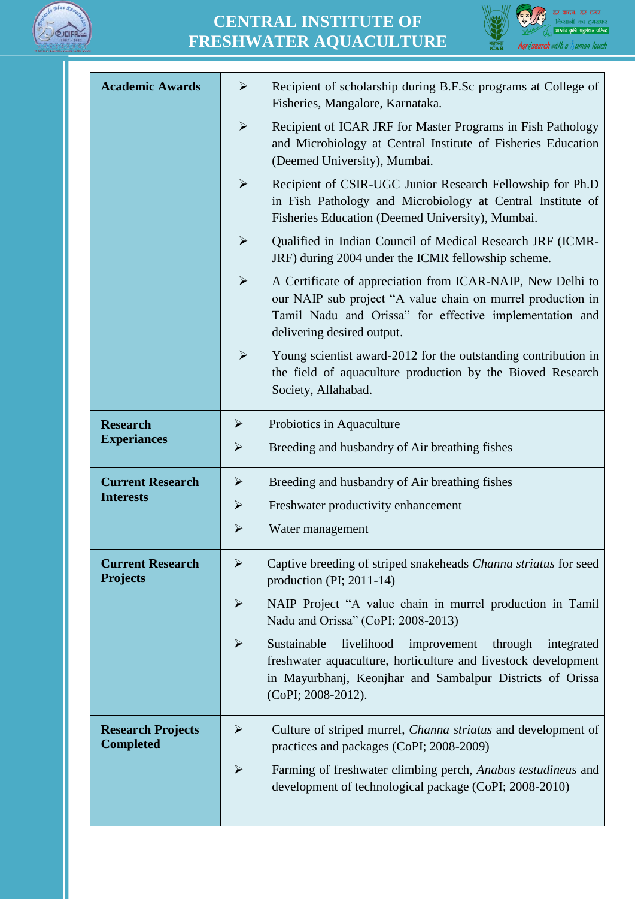| Academic Awards | ➢ Recipient of scholarship during B.F.Sc programs at College of Fisheries, Mangalore, Karnataka.<br>➢ Recipient of ICAR JRF for Master Programs in Fish Pathology and Microbiology at Central Institute of Fisheries Education (Deemed University), Mumbai.<br>➢ Recipient of CSIR-UGC Junior Research Fellowship for Ph.D in Fish Pathology and Microbiology at Central Institute of Fisheries Education (Deemed University), Mumbai.<br>➢ Qualified in Indian Council of Medical Research JRF (ICMR-JRF) during 2004 under the ICMR fellowship scheme.<br>➢ A Certificate of appreciation from ICAR-NAIP, New Delhi to our NAIP sub project “A value chain on murrel production in Tamil Nadu and Orissa” for effective implementation and delivering desired output.<br>➢ Young scientist award-2012 for the outstanding contribution in the field of aquaculture production by the Bioved Research Society, Allahabad. |
|---|---|
| Research Experiances | ➢ Probiotics in Aquaculture<br>➢ Breeding and husbandry of Air breathing fishes |
| Current Research Interests | ➢ Breeding and husbandry of Air breathing fishes<br>➢ Freshwater productivity enhancement<br>➢ Water management |
| Current Research Projects | ➢ Captive breeding of striped snakeheads *Channa striatus* for seed production (PI; 2011-14)<br>➢ NAIP Project “A value chain in murrel production in Tamil Nadu and Orissa” (CoPI; 2008-2013)<br>➢ Sustainable livelihood improvement through integrated freshwater aquaculture, horticulture and livestock development in Mayurbhanj, Keonjhar and Sambalpur Districts of Orissa (CoPI; 2008-2012). |
| Research Projects Completed | ➢ Culture of striped murrel, *Channa striatus* and development of practices and packages (CoPI; 2008-2009)<br>➢ Farming of freshwater climbing perch, *Anabas testudineus* and development of technological package (CoPI; 2008-2010) |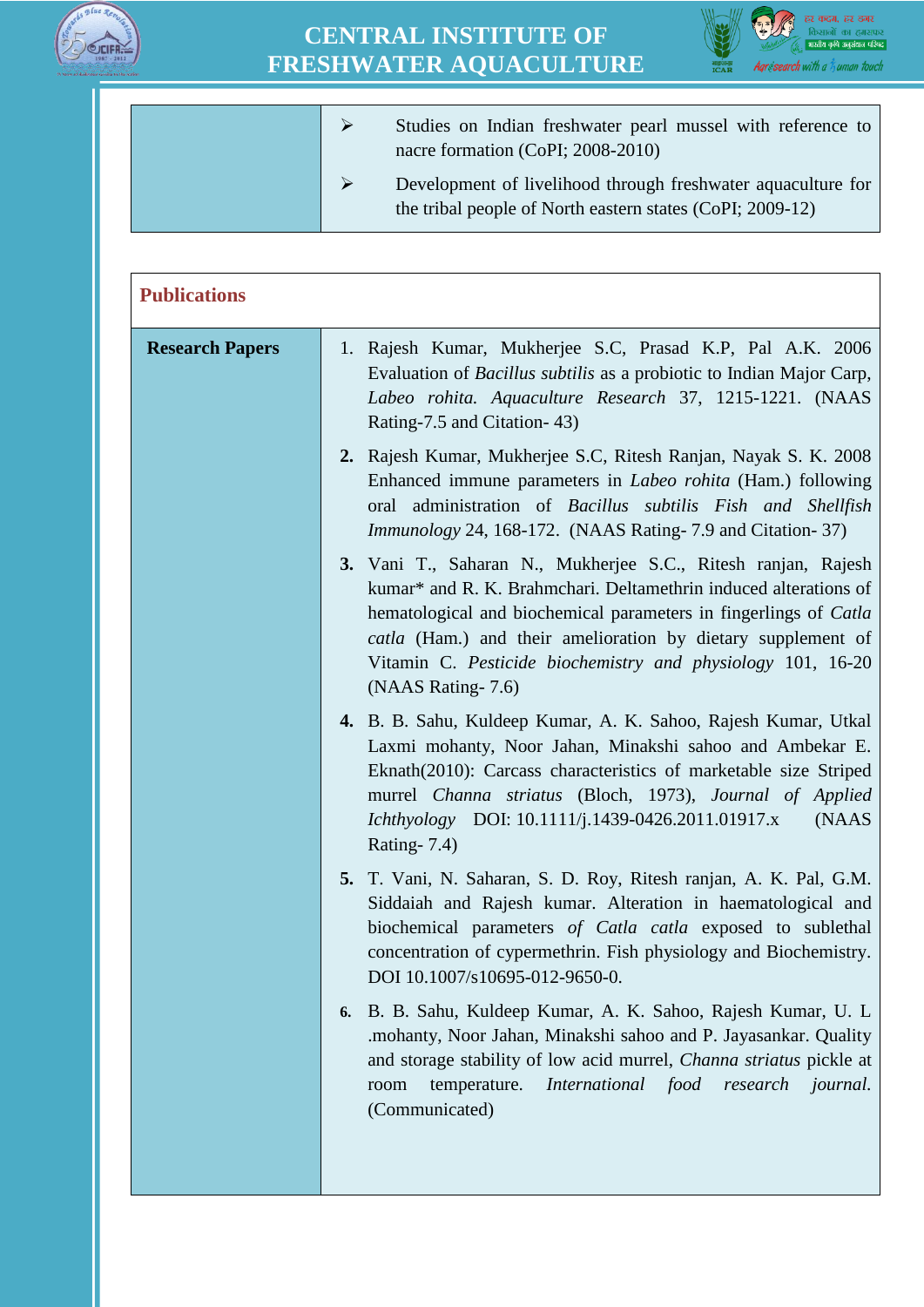| | |
|---|---|
| | ➢ Studies on Indian freshwater pearl mussel with reference to nacre formation (CoPI; 2008-2010)<br>➢ Development of livelihood through freshwater aquaculture for the tribal people of North eastern states (CoPI; 2009-12) |

## Publications

| | |
|---|---|
| **Research Papers** | 1. Rajesh Kumar, Mukherjee S.C, Prasad K.P, Pal A.K. 2006 Evaluation of *Bacillus subtilis* as a probiotic to Indian Major Carp, *Labeo rohita. Aquaculture Research* 37, 1215-1221. (NAAS Rating-7.5 and Citation- 43)<br>**2.** Rajesh Kumar, Mukherjee S.C, Ritesh Ranjan, Nayak S. K. 2008 Enhanced immune parameters in *Labeo rohita* (Ham.) following oral administration of *Bacillus subtilis Fish and Shellfish Immunology* 24, 168-172. (NAAS Rating- 7.9 and Citation- 37)<br>**3.** Vani T., Saharan N., Mukherjee S.C., Ritesh ranjan, Rajesh kumar* and R. K. Brahmchari. Deltamethrin induced alterations of hematological and biochemical parameters in fingerlings of *Catla catla* (Ham.) and their amelioration by dietary supplement of Vitamin C. *Pesticide biochemistry and physiology* 101, 16-20 (NAAS Rating- 7.6)<br>**4.** B. B. Sahu, Kuldeep Kumar, A. K. Sahoo, Rajesh Kumar, Utkal Laxmi mohanty, Noor Jahan, Minakshi sahoo and Ambekar E. Eknath(2010): Carcass characteristics of marketable size Striped murrel *Channa striatus* (Bloch, 1973), *Journal of Applied Ichthyology* DOI: 10.1111/j.1439-0426.2011.01917.x (NAAS Rating- 7.4)<br>**5.** T. Vani, N. Saharan, S. D. Roy, Ritesh ranjan, A. K. Pal, G.M. Siddaiah and Rajesh kumar. Alteration in haematological and biochemical parameters *of Catla catla* exposed to sublethal concentration of cypermethrin. Fish physiology and Biochemistry. DOI 10.1007/s10695-012-9650-0.<br>**6.** B. B. Sahu, Kuldeep Kumar, A. K. Sahoo, Rajesh Kumar, U. L .mohanty, Noor Jahan, Minakshi sahoo and P. Jayasankar. Quality and storage stability of low acid murrel, *Channa striatus* pickle at room temperature. *International food research journal.* (Communicated) |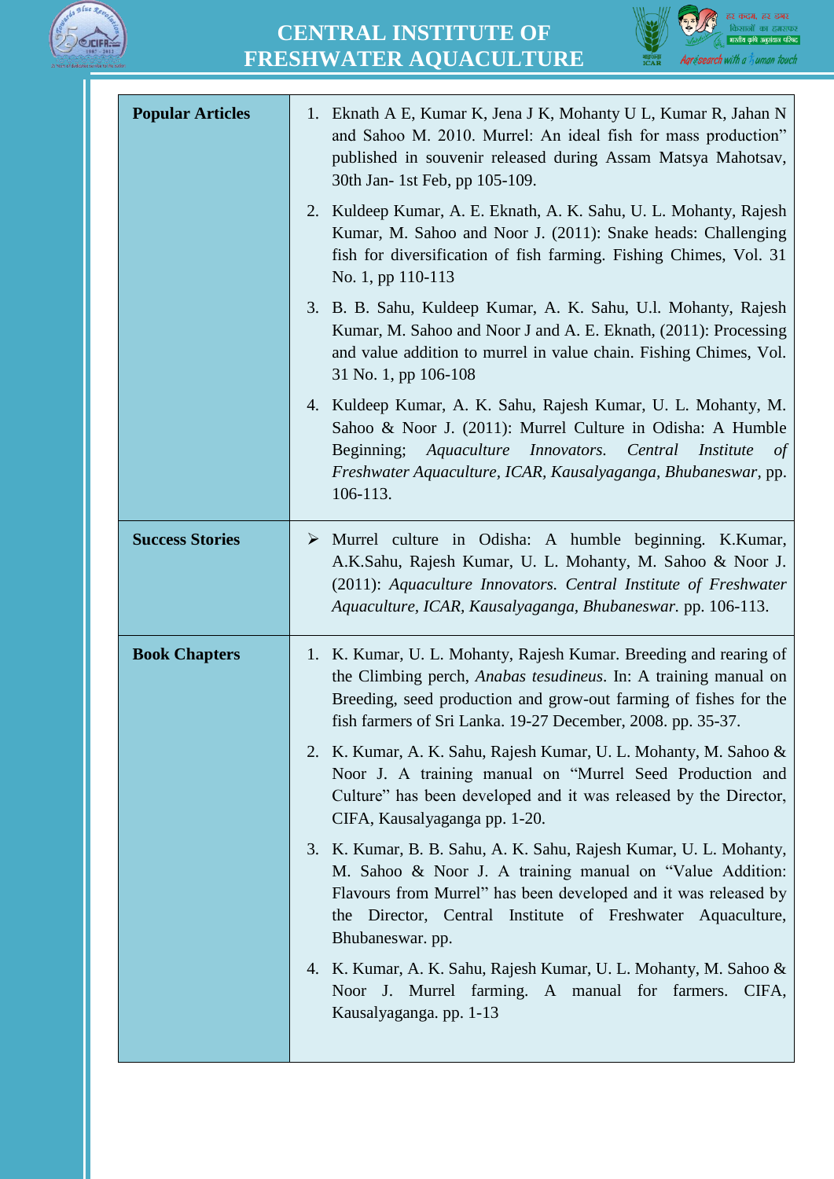| | |
|---|---|
| **Popular Articles** | 1. Eknath A E, Kumar K, Jena J K, Mohanty U L, Kumar R, Jahan N and Sahoo M. 2010. Murrel: An ideal fish for mass production" published in souvenir released during Assam Matsya Mahotsav, 30th Jan- 1st Feb, pp 105-109.<br>2. Kuldeep Kumar, A. E. Eknath, A. K. Sahu, U. L. Mohanty, Rajesh Kumar, M. Sahoo and Noor J. (2011): Snake heads: Challenging fish for diversification of fish farming. Fishing Chimes, Vol. 31 No. 1, pp 110-113<br>3. B. B. Sahu, Kuldeep Kumar, A. K. Sahu, U.l. Mohanty, Rajesh Kumar, M. Sahoo and Noor J and A. E. Eknath, (2011): Processing and value addition to murrel in value chain. Fishing Chimes, Vol. 31 No. 1, pp 106-108<br>4. Kuldeep Kumar, A. K. Sahu, Rajesh Kumar, U. L. Mohanty, M. Sahoo & Noor J. (2011): Murrel Culture in Odisha: A Humble Beginning; *Aquaculture Innovators. Central Institute of Freshwater Aquaculture, ICAR, Kausalyaganga, Bhubaneswar*, pp. 106-113. |
| **Success Stories** | ➢ Murrel culture in Odisha: A humble beginning. K.Kumar, A.K.Sahu, Rajesh Kumar, U. L. Mohanty, M. Sahoo & Noor J. (2011): *Aquaculture Innovators. Central Institute of Freshwater Aquaculture, ICAR, Kausalyaganga, Bhubaneswar.* pp. 106-113. |
| **Book Chapters** | 1. K. Kumar, U. L. Mohanty, Rajesh Kumar. Breeding and rearing of the Climbing perch, *Anabas tesudineus*. In: A training manual on Breeding, seed production and grow-out farming of fishes for the fish farmers of Sri Lanka. 19-27 December, 2008. pp. 35-37.<br>2. K. Kumar, A. K. Sahu, Rajesh Kumar, U. L. Mohanty, M. Sahoo & Noor J. A training manual on "Murrel Seed Production and Culture" has been developed and it was released by the Director, CIFA, Kausalyaganga pp. 1-20.<br>3. K. Kumar, B. B. Sahu, A. K. Sahu, Rajesh Kumar, U. L. Mohanty, M. Sahoo & Noor J. A training manual on "Value Addition: Flavours from Murrel" has been developed and it was released by the Director, Central Institute of Freshwater Aquaculture, Bhubaneswar. pp.<br>4. K. Kumar, A. K. Sahu, Rajesh Kumar, U. L. Mohanty, M. Sahoo & Noor J. Murrel farming. A manual for farmers. CIFA, Kausalyaganga. pp. 1-13 |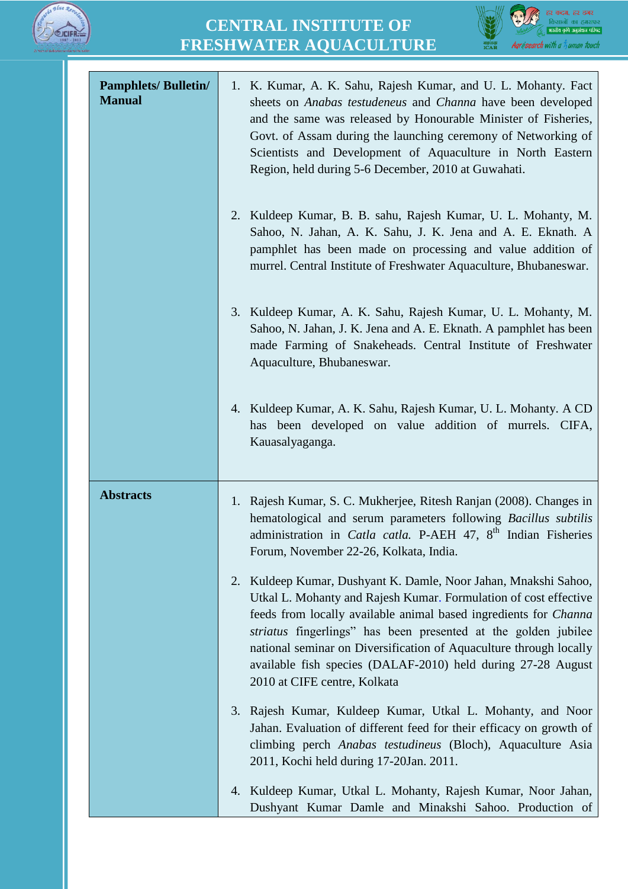| | |
|---|---|
| **Pamphlets/ Bulletin/ Manual** | 1. K. Kumar, A. K. Sahu, Rajesh Kumar, and U. L. Mohanty. Fact sheets on *Anabas testudeneus* and *Channa* have been developed and the same was released by Honourable Minister of Fisheries, Govt. of Assam during the launching ceremony of Networking of Scientists and Development of Aquaculture in North Eastern Region, held during 5-6 December, 2010 at Guwahati.<br><br>2. Kuldeep Kumar, B. B. sahu, Rajesh Kumar, U. L. Mohanty, M. Sahoo, N. Jahan, A. K. Sahu, J. K. Jena and A. E. Eknath. A pamphlet has been made on processing and value addition of murrel. Central Institute of Freshwater Aquaculture, Bhubaneswar.<br><br>3. Kuldeep Kumar, A. K. Sahu, Rajesh Kumar, U. L. Mohanty, M. Sahoo, N. Jahan, J. K. Jena and A. E. Eknath. A pamphlet has been made Farming of Snakeheads. Central Institute of Freshwater Aquaculture, Bhubaneswar.<br><br>4. Kuldeep Kumar, A. K. Sahu, Rajesh Kumar, U. L. Mohanty. A CD has been developed on value addition of murrels. CIFA, Kauasalyaganga. |
| **Abstracts** | 1. Rajesh Kumar, S. C. Mukherjee, Ritesh Ranjan (2008). Changes in hematological and serum parameters following *Bacillus subtilis* administration in *Catla catla.* P-AEH 47, 8th Indian Fisheries Forum, November 22-26, Kolkata, India.<br><br>2. Kuldeep Kumar, Dushyant K. Damle, Noor Jahan, Mnakshi Sahoo, Utkal L. Mohanty and Rajesh Kumar. Formulation of cost effective feeds from locally available animal based ingredients for *Channa striatus* fingerlings" has been presented at the golden jubilee national seminar on Diversification of Aquaculture through locally available fish species (DALAF-2010) held during 27-28 August 2010 at CIFE centre, Kolkata<br><br>3. Rajesh Kumar, Kuldeep Kumar, Utkal L. Mohanty, and Noor Jahan. Evaluation of different feed for their efficacy on growth of climbing perch *Anabas testudineus* (Bloch), Aquaculture Asia 2011, Kochi held during 17-20Jan. 2011.<br><br>4. Kuldeep Kumar, Utkal L. Mohanty, Rajesh Kumar, Noor Jahan, Dushyant Kumar Damle and Minakshi Sahoo. Production of |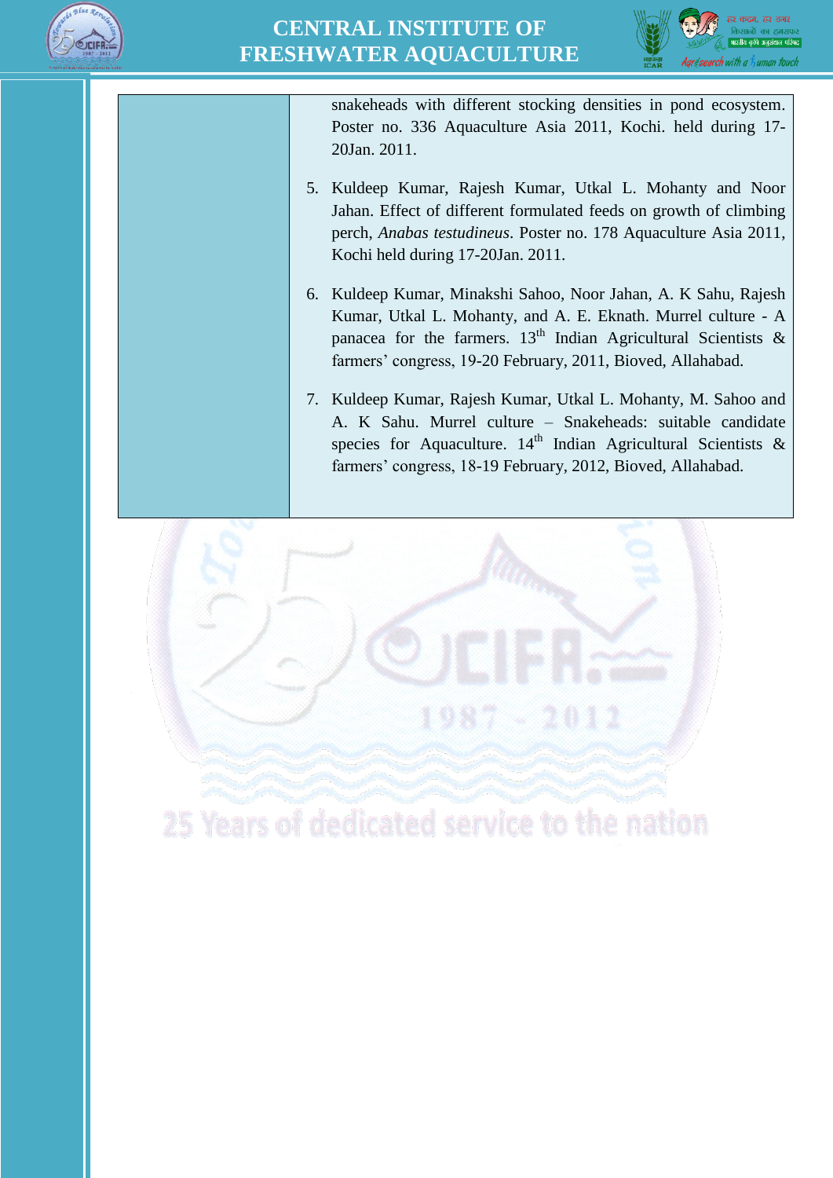snakeheads with different stocking densities in pond ecosystem. Poster no. 336 Aquaculture Asia 2011, Kochi. held during 17-20Jan. 2011.

5. Kuldeep Kumar, Rajesh Kumar, Utkal L. Mohanty and Noor Jahan. Effect of different formulated feeds on growth of climbing perch, *Anabas testudineus*. Poster no. 178 Aquaculture Asia 2011, Kochi held during 17-20Jan. 2011.

6. Kuldeep Kumar, Minakshi Sahoo, Noor Jahan, A. K Sahu, Rajesh Kumar, Utkal L. Mohanty, and A. E. Eknath. Murrel culture - A panacea for the farmers. 13th Indian Agricultural Scientists & farmers' congress, 19-20 February, 2011, Bioved, Allahabad.

7. Kuldeep Kumar, Rajesh Kumar, Utkal L. Mohanty, M. Sahoo and A. K Sahu. Murrel culture – Snakeheads: suitable candidate species for Aquaculture. 14th Indian Agricultural Scientists & farmers' congress, 18-19 February, 2012, Bioved, Allahabad.